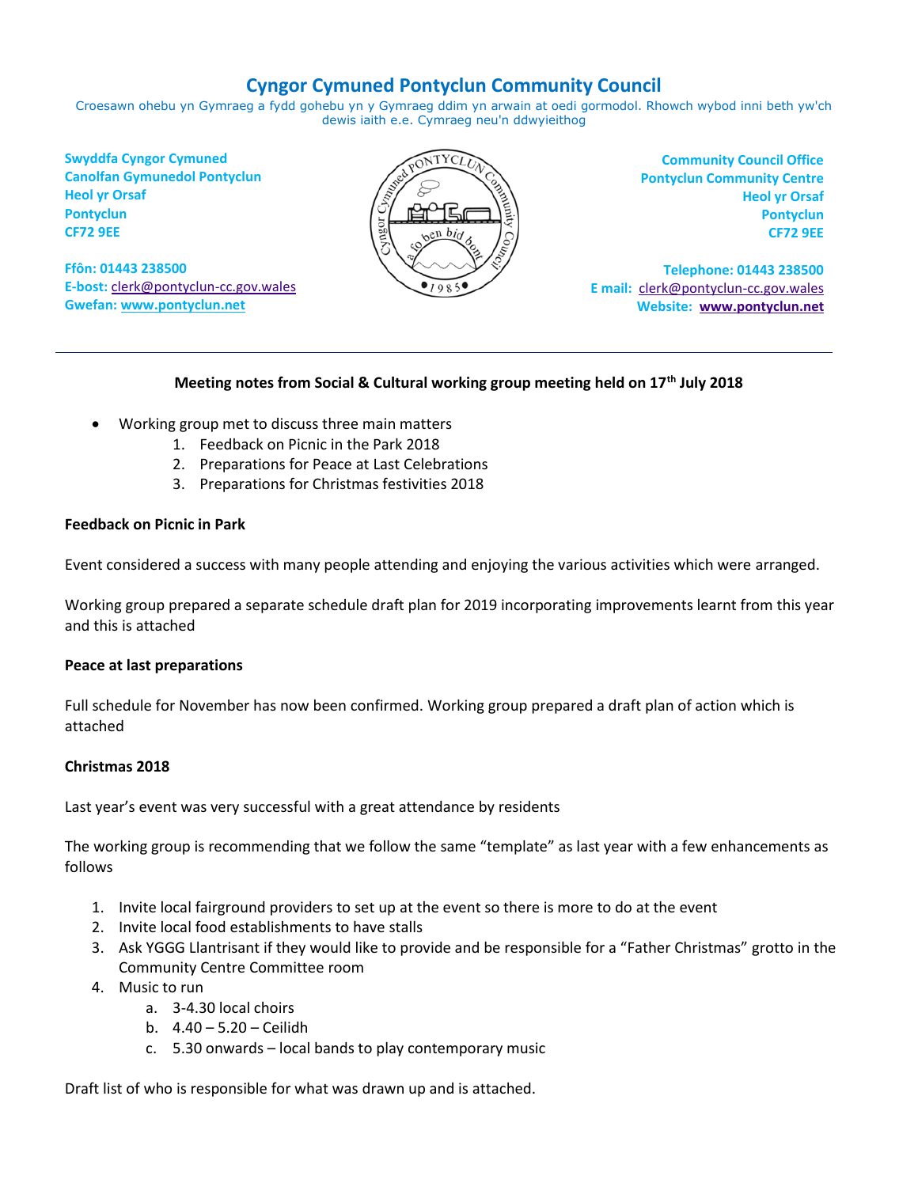# Cyngor Cymuned Pontyclun Community Council

Croesawn ohebu yn Gymraeg a fydd gohebu yn y Gymraeg ddim yn arwain at oedi gormodol. Rhowch wybod inni beth yw'ch dewis iaith e.e. Cymraeg neu'n ddwyieithog

**Swyddfa Cyngor Cymuned**
**Canolfan Gymunedol Pontyclun**
**Heol yr Orsaf**
**Pontyclun**
**CF72 9EE**

**Ffôn: 01443 238500**
**E-bost:** clerk@pontyclun-cc.gov.wales
**Gwefan:** www.pontyclun.net

**Community Council Office**
**Pontyclun Community Centre**
**Heol yr Orsaf**
**Pontyclun**
**CF72 9EE**

**Telephone: 01443 238500**
**E mail:** clerk@pontyclun-cc.gov.wales
**Website:** **www.pontyclun.net**

---

**Meeting notes from Social & Cultural working group meeting held on 17th July 2018**

- Working group met to discuss three main matters
    1. Feedback on Picnic in the Park 2018
    2. Preparations for Peace at Last Celebrations
    3. Preparations for Christmas festivities 2018

**Feedback on Picnic in Park**

Event considered a success with many people attending and enjoying the various activities which were arranged.

Working group prepared a separate schedule draft plan for 2019 incorporating improvements learnt from this year and this is attached

**Peace at last preparations**

Full schedule for November has now been confirmed. Working group prepared a draft plan of action which is attached

**Christmas 2018**

Last year's event was very successful with a great attendance by residents

The working group is recommending that we follow the same "template" as last year with a few enhancements as follows

1. Invite local fairground providers to set up at the event so there is more to do at the event
2. Invite local food establishments to have stalls
3. Ask YGGG Llantrisant if they would like to provide and be responsible for a "Father Christmas" grotto in the Community Centre Committee room
4. Music to run
    a. 3-4.30 local choirs
    b. 4.40 – 5.20 – Ceilidh
    c. 5.30 onwards – local bands to play contemporary music

Draft list of who is responsible for what was drawn up and is attached.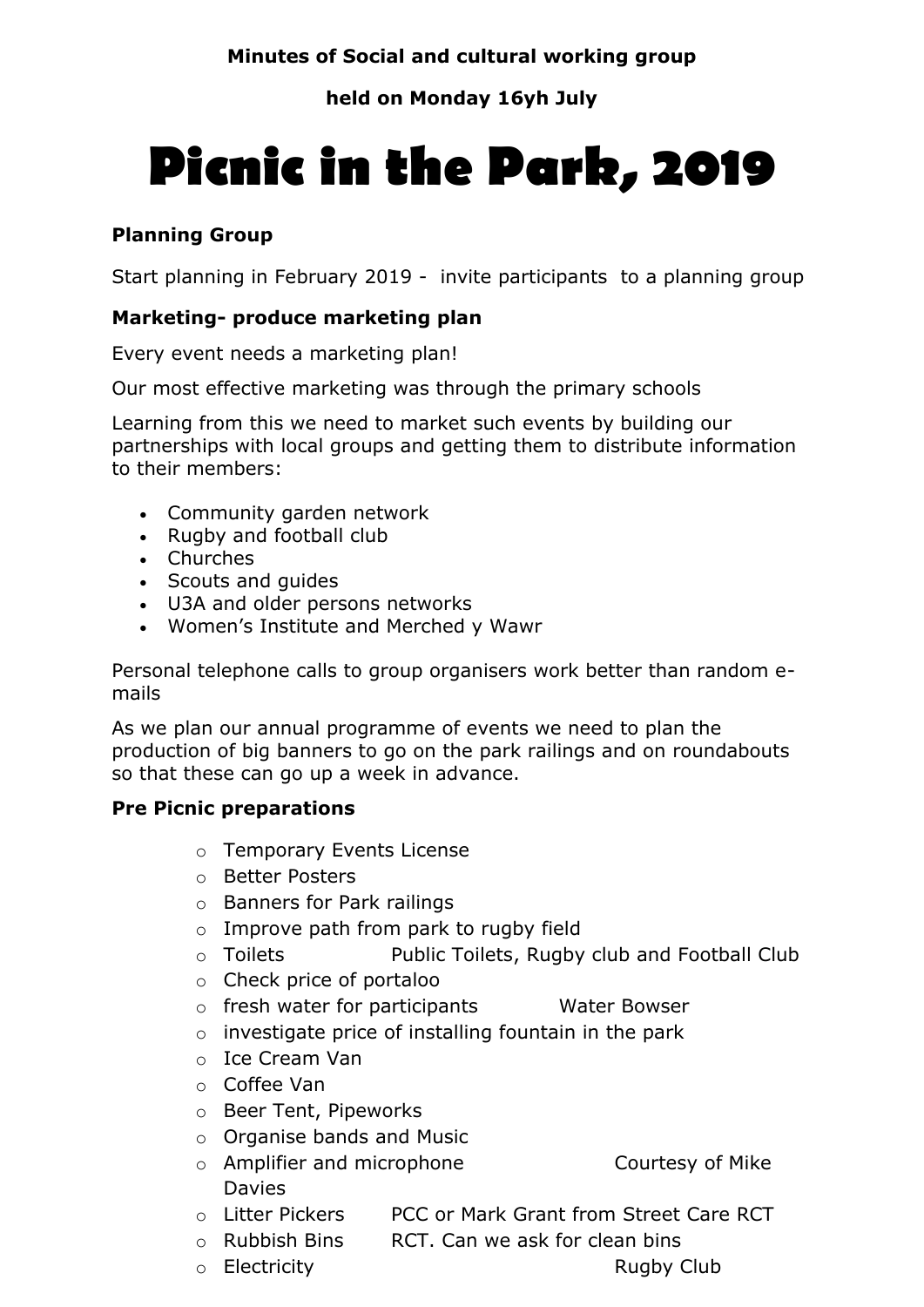**Minutes of Social and cultural working group**

**held on Monday 16yh July**

# Picnic in the Park, 2019

### Planning Group

Start planning in February 2019 - invite participants to a planning group

### Marketing- produce marketing plan

Every event needs a marketing plan!

Our most effective marketing was through the primary schools

Learning from this we need to market such events by building our partnerships with local groups and getting them to distribute information to their members:

- Community garden network
- Rugby and football club
- Churches
- Scouts and guides
- U3A and older persons networks
- Women's Institute and Merched y Wawr

Personal telephone calls to group organisers work better than random e-mails

As we plan our annual programme of events we need to plan the production of big banners to go on the park railings and on roundabouts so that these can go up a week in advance.

### Pre Picnic preparations

- Temporary Events License
- Better Posters
- Banners for Park railings
- Improve path from park to rugby field
- Toilets Public Toilets, Rugby club and Football Club
- Check price of portaloo
- fresh water for participants Water Bowser
- investigate price of installing fountain in the park
- Ice Cream Van
- Coffee Van
- Beer Tent, Pipeworks
- Organise bands and Music
- Amplifier and microphone Courtesy of Mike Davies
- Litter Pickers PCC or Mark Grant from Street Care RCT
- Rubbish Bins RCT. Can we ask for clean bins
- Electricity Rugby Club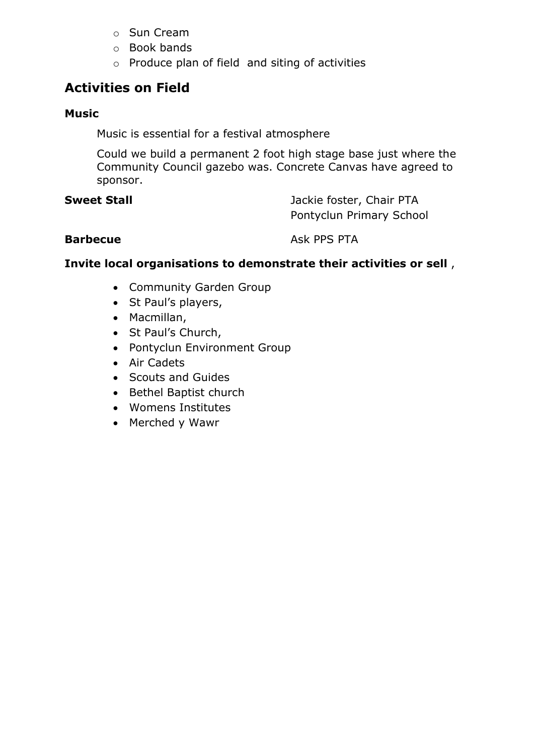- Sun Cream
- Book bands
- Produce plan of field  and siting of activities

## Activities on Field

### Music

Music is essential for a festival atmosphere

Could we build a permanent 2 foot high stage base just where the Community Council gazebo was. Concrete Canvas have agreed to sponsor.

**Sweet Stall** Jackie foster, Chair PTA Pontyclun Primary School

**Barbecue** Ask PPS PTA

**Invite local organisations to demonstrate their activities or sell** ,

- Community Garden Group
- St Paul's players,
- Macmillan,
- St Paul's Church,
- Pontyclun Environment Group
- Air Cadets
- Scouts and Guides
- Bethel Baptist church
- Womens Institutes
- Merched y Wawr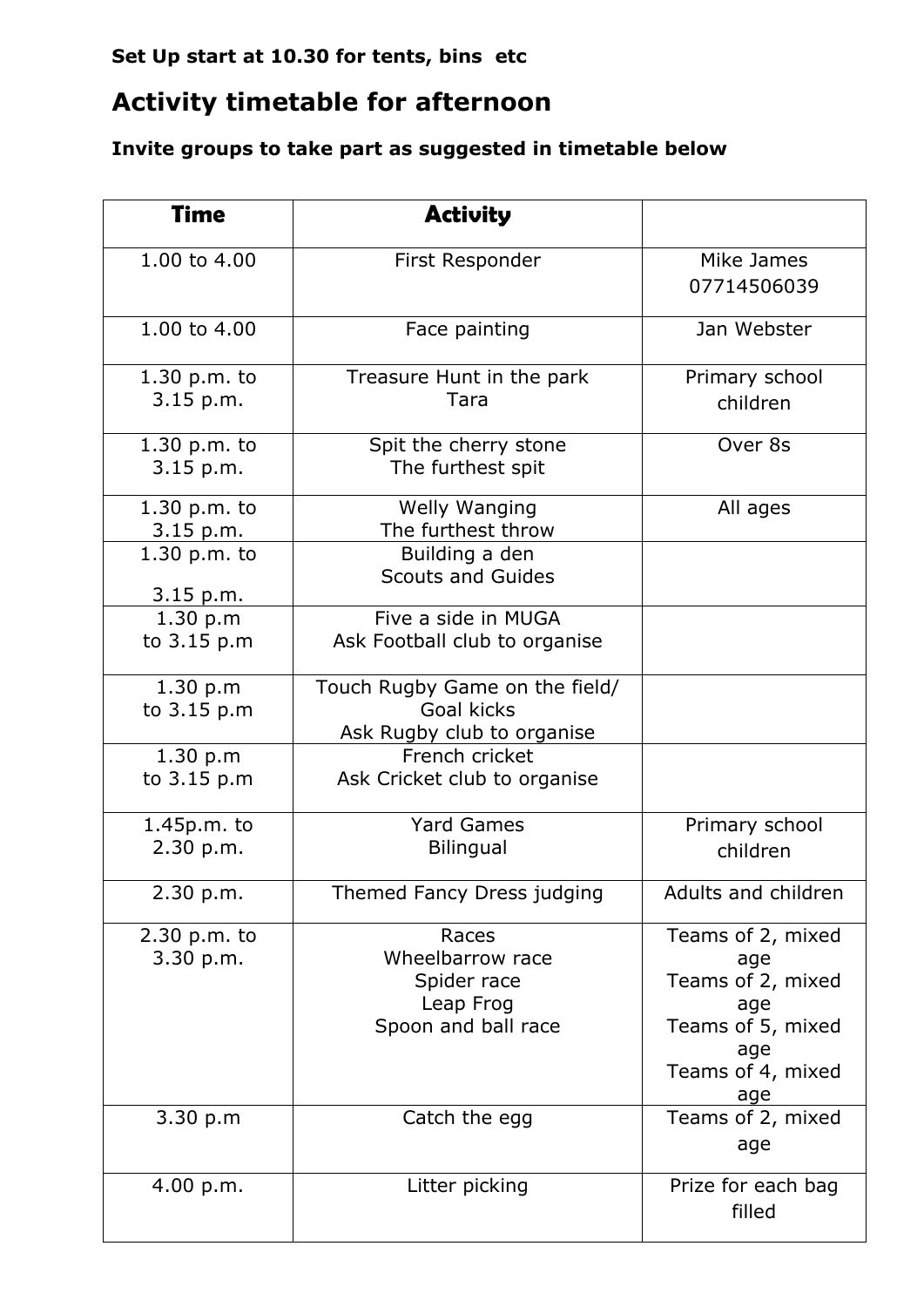**Set Up start at 10.30 for tents, bins etc**

## Activity timetable for afternoon

**Invite groups to take part as suggested in timetable below**

| Time | Activity | |
|---|---|---|
| 1.00 to 4.00 | First Responder | Mike James 07714506039 |
| 1.00 to 4.00 | Face painting | Jan Webster |
| 1.30 p.m. to 3.15 p.m. | Treasure Hunt in the park Tara | Primary school children |
| 1.30 p.m. to 3.15 p.m. | Spit the cherry stone The furthest spit | Over 8s |
| 1.30 p.m. to 3.15 p.m. | Welly Wanging The furthest throw | All ages |
| 1.30 p.m. to 3.15 p.m. | Building a den Scouts and Guides | |
| 1.30 p.m to 3.15 p.m | Five a side in MUGA Ask Football club to organise | |
| 1.30 p.m to 3.15 p.m | Touch Rugby Game on the field/ Goal kicks Ask Rugby club to organise | |
| 1.30 p.m to 3.15 p.m | French cricket Ask Cricket club to organise | |
| 1.45p.m. to 2.30 p.m. | Yard Games Bilingual | Primary school children |
| 2.30 p.m. | Themed Fancy Dress judging | Adults and children |
| 2.30 p.m. to 3.30 p.m. | Races<br>Wheelbarrow race<br>Spider race<br>Leap Frog<br>Spoon and ball race | <br>Teams of 2, mixed age<br>Teams of 2, mixed age<br>Teams of 5, mixed age<br>Teams of 4, mixed age |
| 3.30 p.m | Catch the egg | Teams of 2, mixed age |
| 4.00 p.m. | Litter picking | Prize for each bag filled |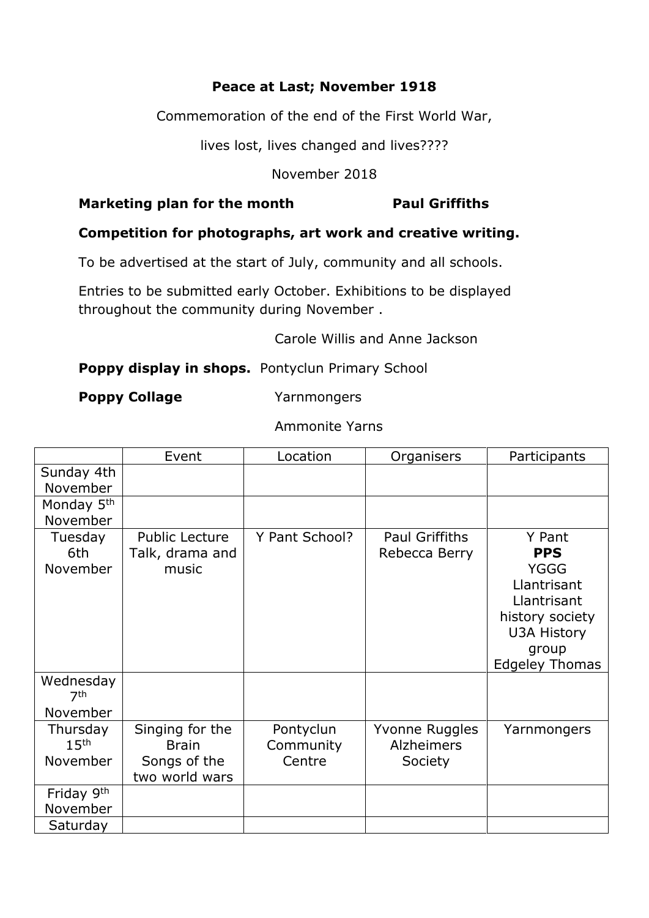**Peace at Last; November 1918**

Commemoration of the end of the First World War,

lives lost, lives changed and lives????

November 2018

**Marketing plan for the month** **Paul Griffiths**

**Competition for photographs, art work and creative writing.**

To be advertised at the start of July, community and all schools.

Entries to be submitted early October. Exhibitions to be displayed throughout the community during November .

Carole Willis and Anne Jackson

**Poppy display in shops.** Pontyclun Primary School

**Poppy Collage** Yarnmongers

Ammonite Yarns

| | Event | Location | Organisers | Participants |
|---|---|---|---|---|
| Sunday 4th November | | | | |
| Monday 5th November | | | | |
| Tuesday 6th November | Public Lecture Talk, drama and music | Y Pant School? | Paul Griffiths Rebecca Berry | Y Pant **PPS** YGGG Llantrisant Llantrisant history society U3A History group Edgeley Thomas |
| Wednesday 7th November | | | | |
| Thursday 15th November | Singing for the Brain Songs of the two world wars | Pontyclun Community Centre | Yvonne Ruggles Alzheimers Society | Yarnmongers |
| Friday 9th November | | | | |
| Saturday | | | | |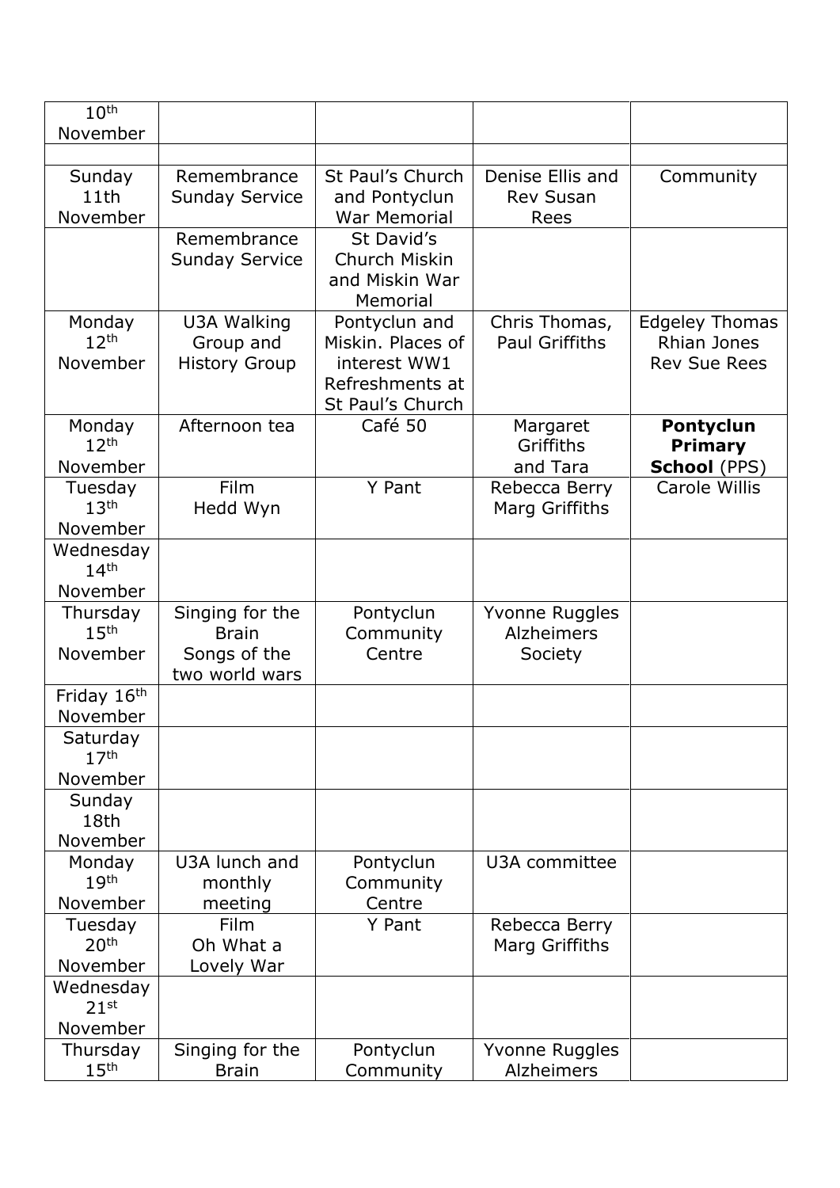| 10th November | | | | |
|---|---|---|---|---|
| | | | | |
| Sunday 11th November | Remembrance Sunday Service | St Paul's Church and Pontyclun War Memorial | Denise Ellis and Rev Susan Rees | Community |
| | Remembrance Sunday Service | St David's Church Miskin and Miskin War Memorial | | |
| Monday 12th November | U3A Walking Group and History Group | Pontyclun and Miskin. Places of interest WW1 Refreshments at St Paul's Church | Chris Thomas, Paul Griffiths | Edgeley Thomas Rhian Jones Rev Sue Rees |
| Monday 12th November | Afternoon tea | Café 50 | Margaret Griffiths and Tara | **Pontyclun Primary School** (PPS) |
| Tuesday 13th November | Film Hedd Wyn | Y Pant | Rebecca Berry Marg Griffiths | Carole Willis |
| Wednesday 14th November | | | | |
| Thursday 15th November | Singing for the Brain Songs of the two world wars | Pontyclun Community Centre | Yvonne Ruggles Alzheimers Society | |
| Friday 16th November | | | | |
| Saturday 17th November | | | | |
| Sunday 18th November | | | | |
| Monday 19th November | U3A lunch and monthly meeting | Pontyclun Community Centre | U3A committee | |
| Tuesday 20th November | Film Oh What a Lovely War | Y Pant | Rebecca Berry Marg Griffiths | |
| Wednesday 21st November | | | | |
| Thursday 15th | Singing for the Brain | Pontyclun Community | Yvonne Ruggles Alzheimers | |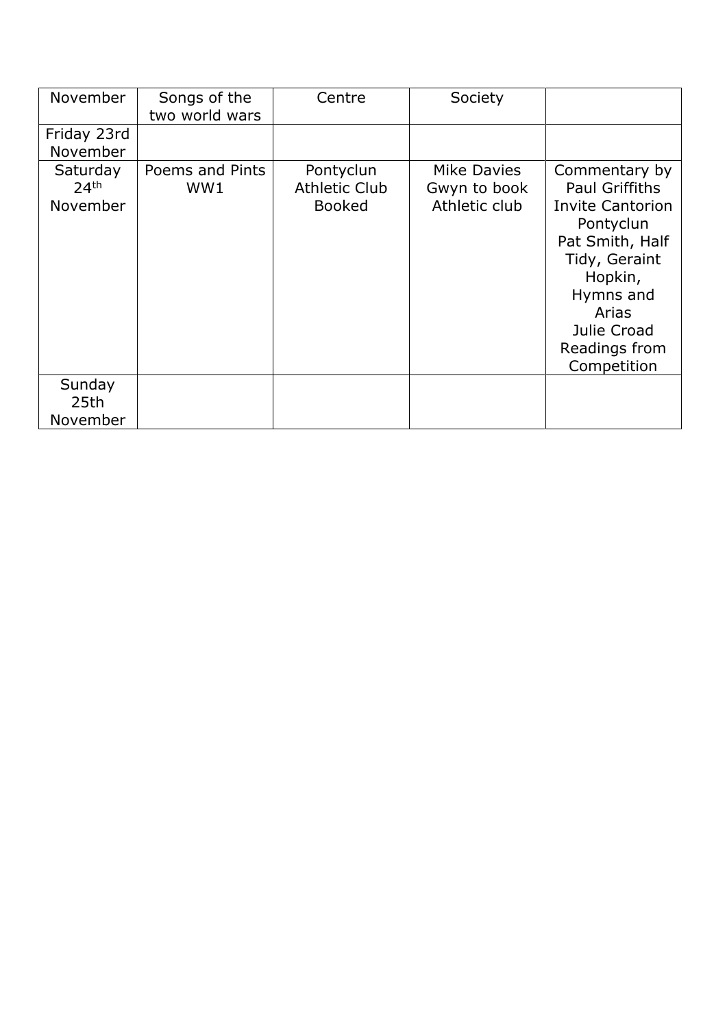| November | Songs of the two world wars | Centre | Society | |
|---|---|---|---|---|
| Friday 23rd November | | | | |
| Saturday 24th November | Poems and Pints WW1 | Pontyclun Athletic Club Booked | Mike Davies Gwyn to book Athletic club | Commentary by Paul Griffiths Invite Cantorion Pontyclun Pat Smith, Half Tidy, Geraint Hopkin, Hymns and Arias Julie Croad Readings from Competition |
| Sunday 25th November | | | | |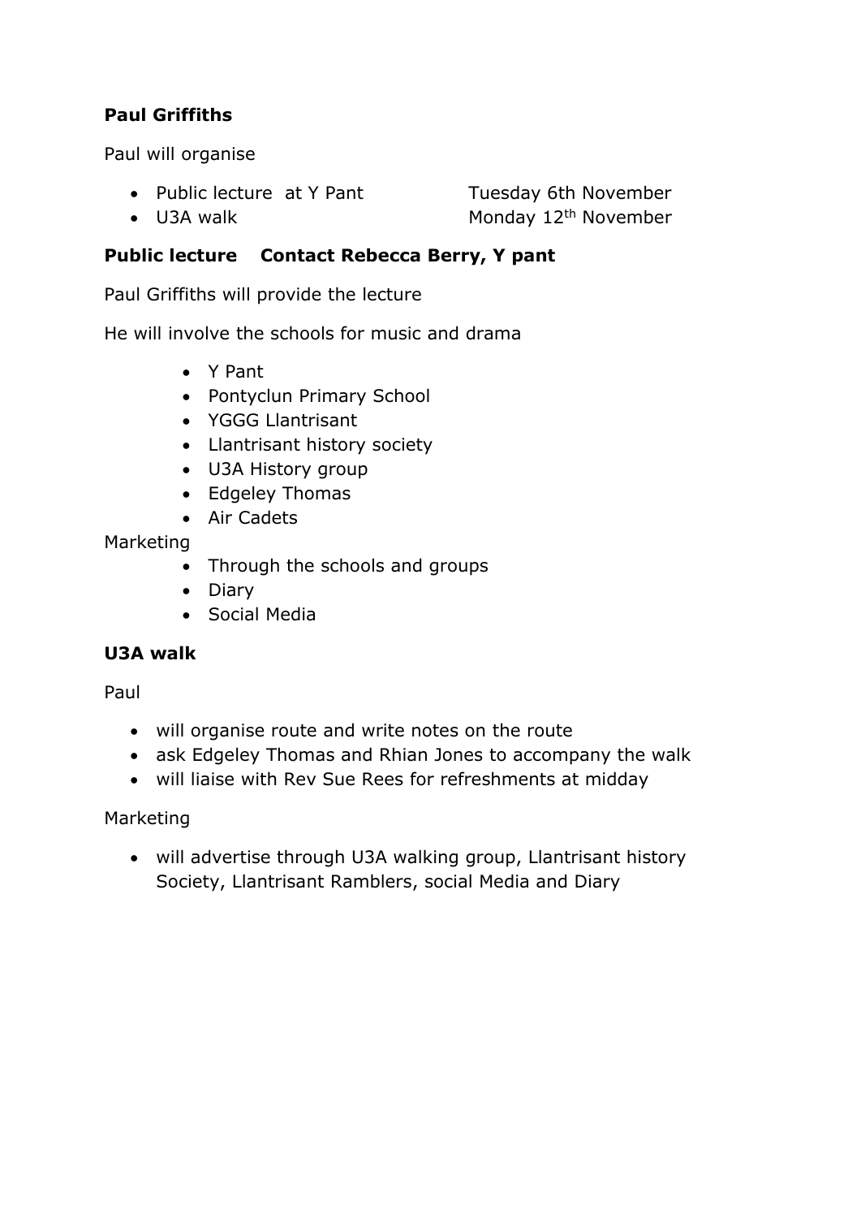**Paul Griffiths**

Paul will organise

- Public lecture at Y Pant — Tuesday 6th November
- U3A walk — Monday 12th November

**Public lecture    Contact Rebecca Berry, Y pant**

Paul Griffiths will provide the lecture

He will involve the schools for music and drama

- Y Pant
- Pontyclun Primary School
- YGGG Llantrisant
- Llantrisant history society
- U3A History group
- Edgeley Thomas
- Air Cadets

Marketing

- Through the schools and groups
- Diary
- Social Media

**U3A walk**

Paul

- will organise route and write notes on the route
- ask Edgeley Thomas and Rhian Jones to accompany the walk
- will liaise with Rev Sue Rees for refreshments at midday

Marketing

- will advertise through U3A walking group, Llantrisant history Society, Llantrisant Ramblers, social Media and Diary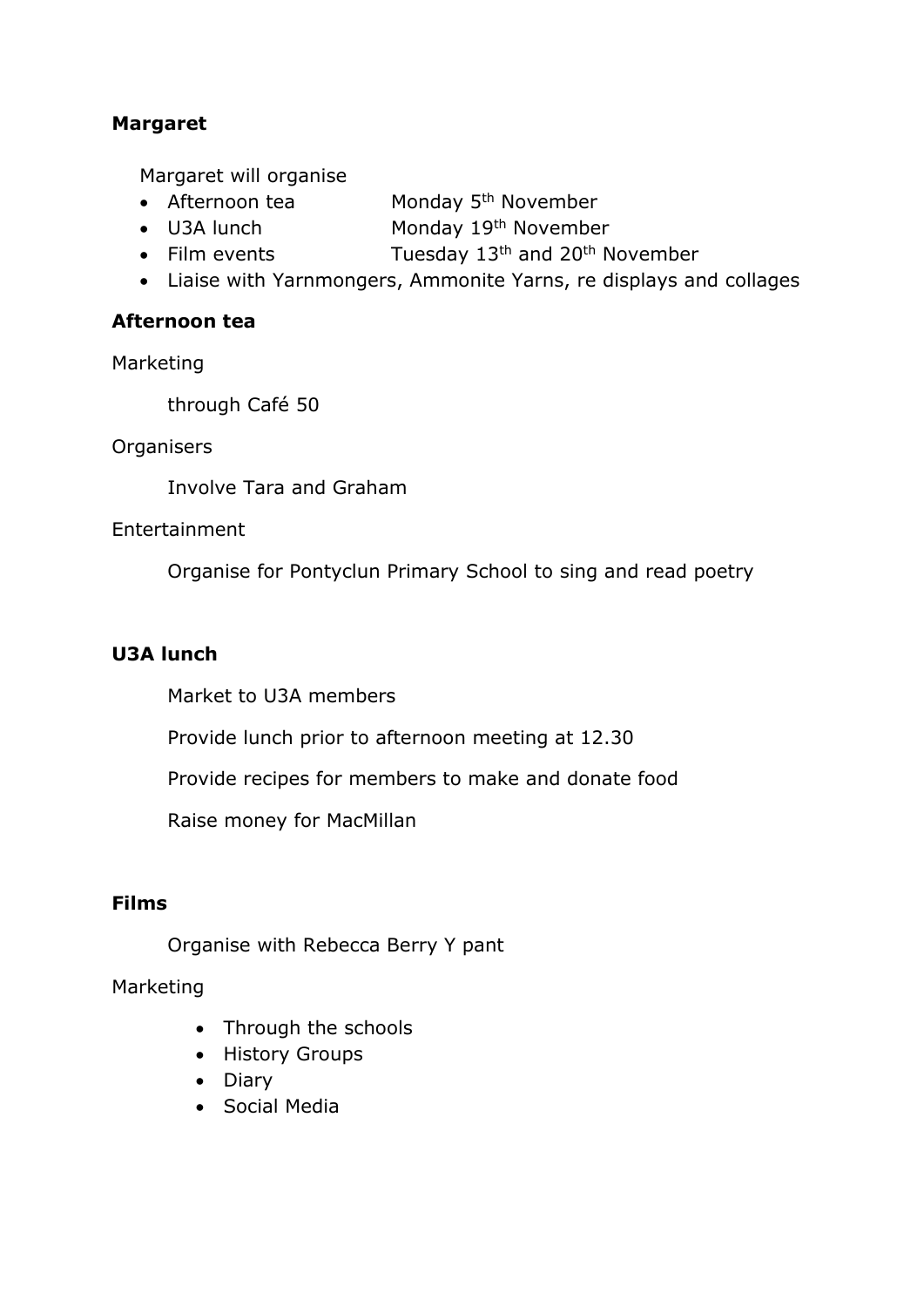**Margaret**

Margaret will organise

- Afternoon tea Monday 5th November
- U3A lunch Monday 19th November
- Film events Tuesday 13th and 20th November
- Liaise with Yarnmongers, Ammonite Yarns, re displays and collages

**Afternoon tea**

Marketing

through Café 50

Organisers

Involve Tara and Graham

Entertainment

Organise for Pontyclun Primary School to sing and read poetry

**U3A lunch**

Market to U3A members

Provide lunch prior to afternoon meeting at 12.30

Provide recipes for members to make and donate food

Raise money for MacMillan

**Films**

Organise with Rebecca Berry Y pant

Marketing

- Through the schools
- History Groups
- Diary
- Social Media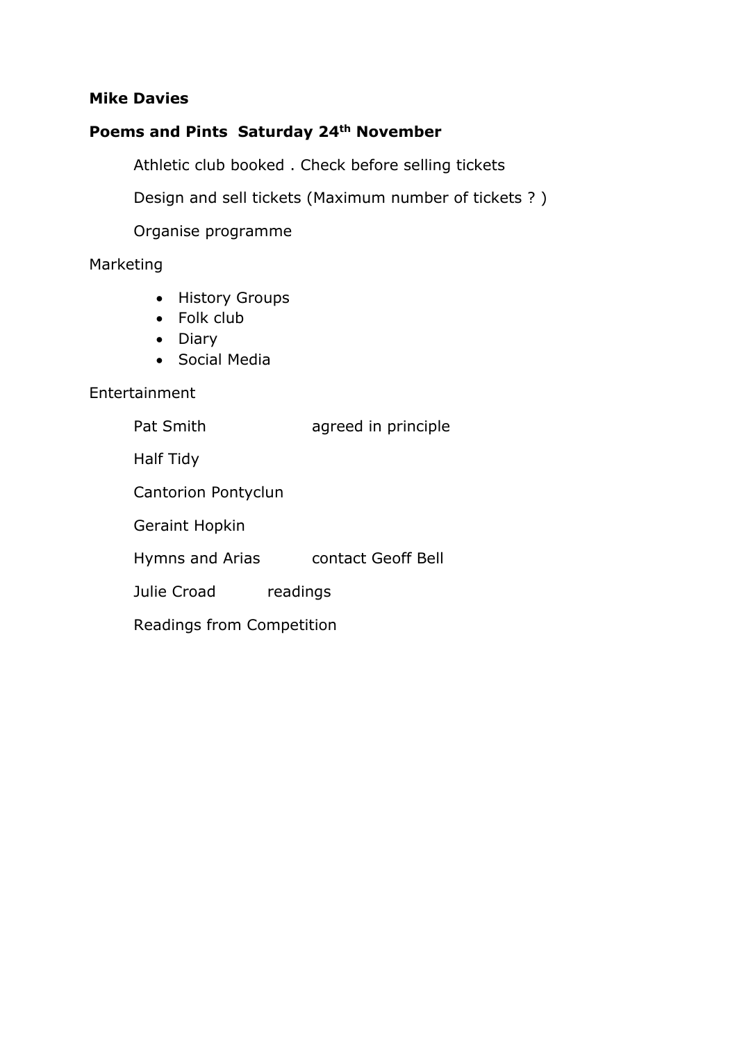**Mike Davies**

**Poems and Pints  Saturday 24th November**

Athletic club booked . Check before selling tickets

Design and sell tickets (Maximum number of tickets ? )

Organise programme

Marketing

- History Groups
- Folk club
- Diary
- Social Media

Entertainment

Pat Smith  agreed in principle

Half Tidy

Cantorion Pontyclun

Geraint Hopkin

Hymns and Arias  contact Geoff Bell

Julie Croad  readings

Readings from Competition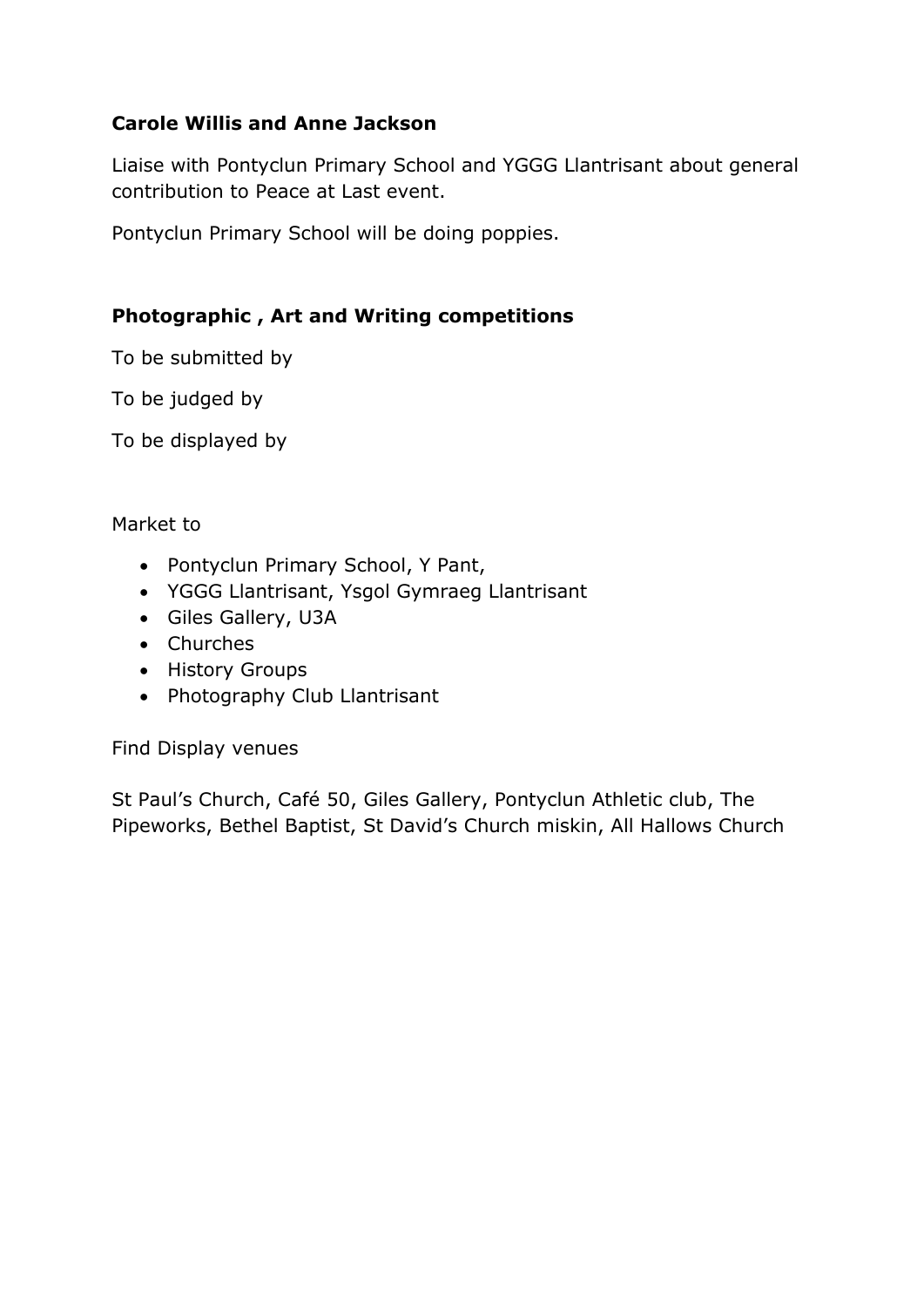**Carole Willis and Anne Jackson**

Liaise with Pontyclun Primary School and YGGG Llantrisant about general contribution to Peace at Last event.

Pontyclun Primary School will be doing poppies.

**Photographic , Art and Writing competitions**

To be submitted by

To be judged by

To be displayed by

Market to

- Pontyclun Primary School, Y Pant,
- YGGG Llantrisant, Ysgol Gymraeg Llantrisant
- Giles Gallery, U3A
- Churches
- History Groups
- Photography Club Llantrisant

Find Display venues

St Paul's Church, Café 50, Giles Gallery, Pontyclun Athletic club, The Pipeworks, Bethel Baptist, St David's Church miskin, All Hallows Church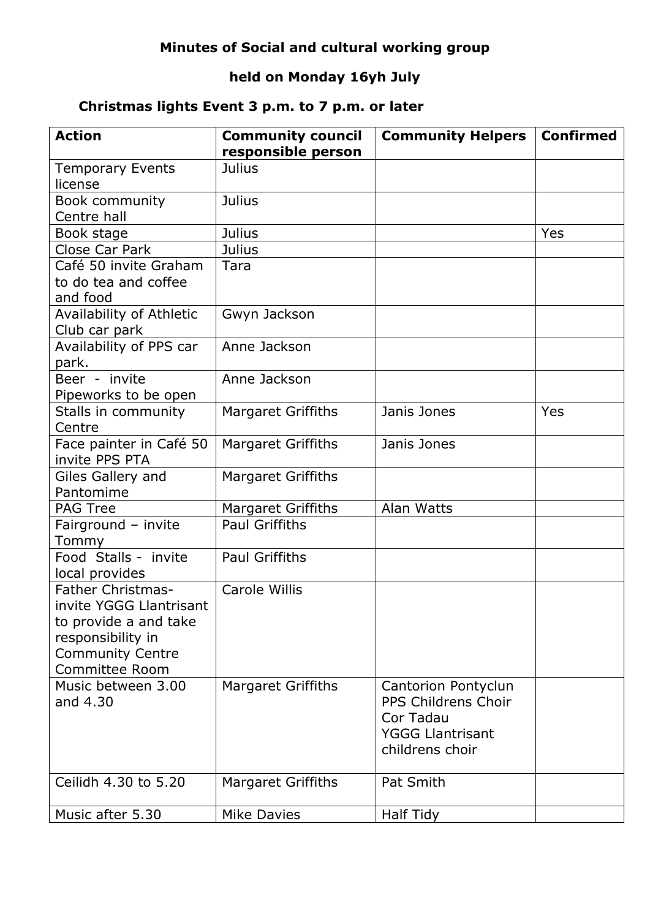**Minutes of Social and cultural working group**

**held on Monday 16yh July**

**Christmas lights Event 3 p.m. to 7 p.m. or later**

| Action | Community council responsible person | Community Helpers | Confirmed |
|---|---|---|---|
| Temporary Events license | Julius | | |
| Book community Centre hall | Julius | | |
| Book stage | Julius | | Yes |
| Close Car Park | Julius | | |
| Café 50 invite Graham to do tea and coffee and food | Tara | | |
| Availability of Athletic Club car park | Gwyn Jackson | | |
| Availability of PPS car park. | Anne Jackson | | |
| Beer - invite Pipeworks to be open | Anne Jackson | | |
| Stalls in community Centre | Margaret Griffiths | Janis Jones | Yes |
| Face painter in Café 50 invite PPS PTA | Margaret Griffiths | Janis Jones | |
| Giles Gallery and Pantomime | Margaret Griffiths | | |
| PAG Tree | Margaret Griffiths | Alan Watts | |
| Fairground – invite Tommy | Paul Griffiths | | |
| Food Stalls - invite local provides | Paul Griffiths | | |
| Father Christmas- invite YGGG Llantrisant to provide a and take responsibility in Community Centre Committee Room | Carole Willis | | |
| Music between 3.00 and 4.30 | Margaret Griffiths | Cantorion Pontyclun<br>PPS Childrens Choir<br>Cor Tadau<br>YGGG Llantrisant childrens choir | |
| Ceilidh 4.30 to 5.20 | Margaret Griffiths | Pat Smith | |
| Music after 5.30 | Mike Davies | Half Tidy | |